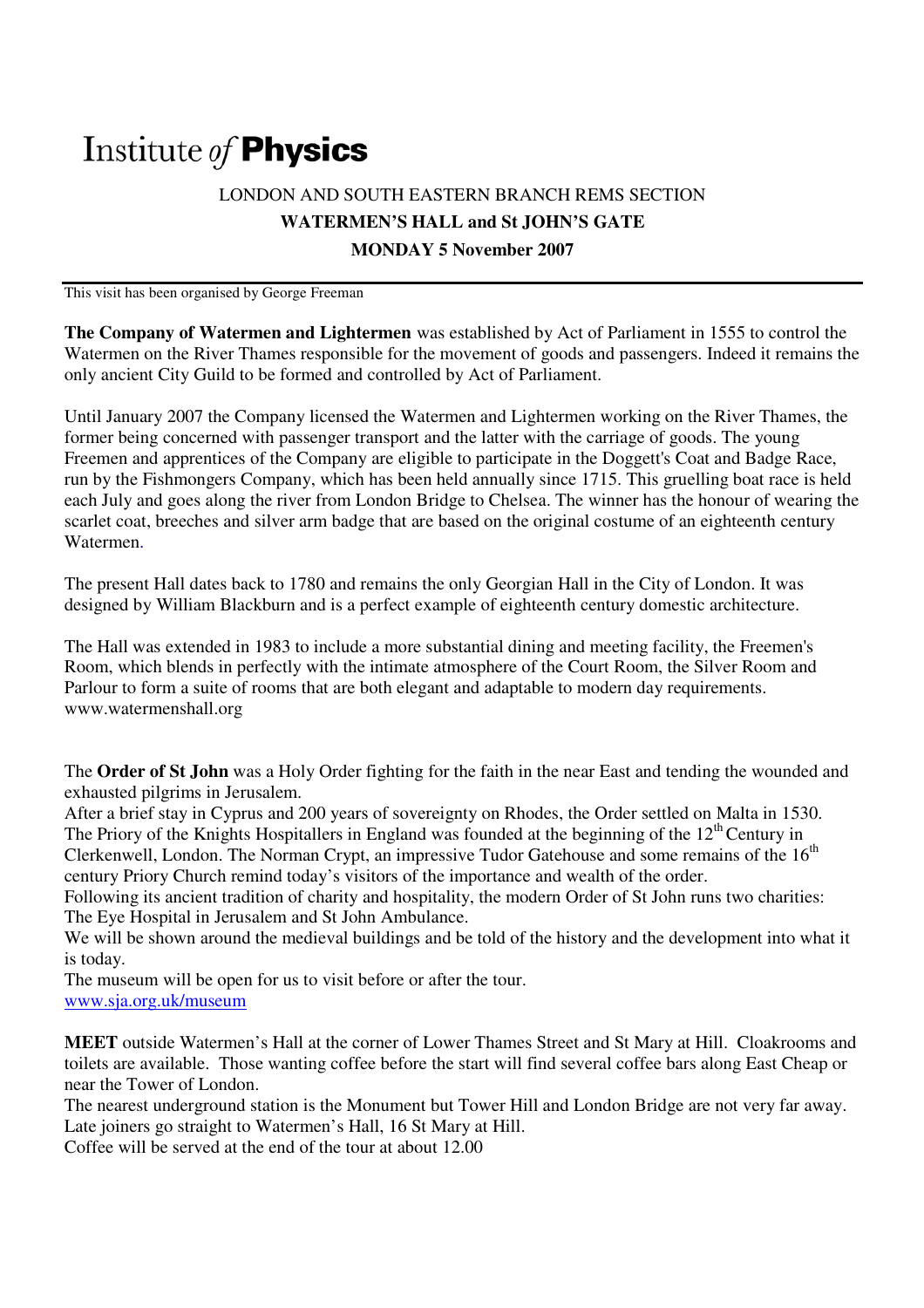Institute *of* **Physics**

## LONDON AND SOUTH EASTERN BRANCH REMS SECTION

## WATERMEN'S HALL and St JOHN'S GATE

## MONDAY 5 November 2007

This visit has been organised by George Freeman

---

**The Company of Watermen and Lightermen** was established by Act of Parliament in 1555 to control the Watermen on the River Thames responsible for the movement of goods and passengers. Indeed it remains the only ancient City Guild to be formed and controlled by Act of Parliament.

Until January 2007 the Company licensed the Watermen and Lightermen working on the River Thames, the former being concerned with passenger transport and the latter with the carriage of goods. The young Freemen and apprentices of the Company are eligible to participate in the Doggett's Coat and Badge Race, run by the Fishmongers Company, which has been held annually since 1715. This gruelling boat race is held each July and goes along the river from London Bridge to Chelsea. The winner has the honour of wearing the scarlet coat, breeches and silver arm badge that are based on the original costume of an eighteenth century Watermen.

The present Hall dates back to 1780 and remains the only Georgian Hall in the City of London. It was designed by William Blackburn and is a perfect example of eighteenth century domestic architecture.

The Hall was extended in 1983 to include a more substantial dining and meeting facility, the Freemen's Room, which blends in perfectly with the intimate atmosphere of the Court Room, the Silver Room and Parlour to form a suite of rooms that are both elegant and adaptable to modern day requirements.
www.watermenshall.org

The **Order of St John** was a Holy Order fighting for the faith in the near East and tending the wounded and exhausted pilgrims in Jerusalem.
After a brief stay in Cyprus and 200 years of sovereignty on Rhodes, the Order settled on Malta in 1530.
The Priory of the Knights Hospitallers in England was founded at the beginning of the 12th Century in Clerkenwell, London. The Norman Crypt, an impressive Tudor Gatehouse and some remains of the 16th century Priory Church remind today's visitors of the importance and wealth of the order.
Following its ancient tradition of charity and hospitality, the modern Order of St John runs two charities: The Eye Hospital in Jerusalem and St John Ambulance.
We will be shown around the medieval buildings and be told of the history and the development into what it is today.
The museum will be open for us to visit before or after the tour.
www.sja.org.uk/museum

**MEET** outside Watermen's Hall at the corner of Lower Thames Street and St Mary at Hill. Cloakrooms and toilets are available. Those wanting coffee before the start will find several coffee bars along East Cheap or near the Tower of London.
The nearest underground station is the Monument but Tower Hill and London Bridge are not very far away.
Late joiners go straight to Watermen's Hall, 16 St Mary at Hill.
Coffee will be served at the end of the tour at about 12.00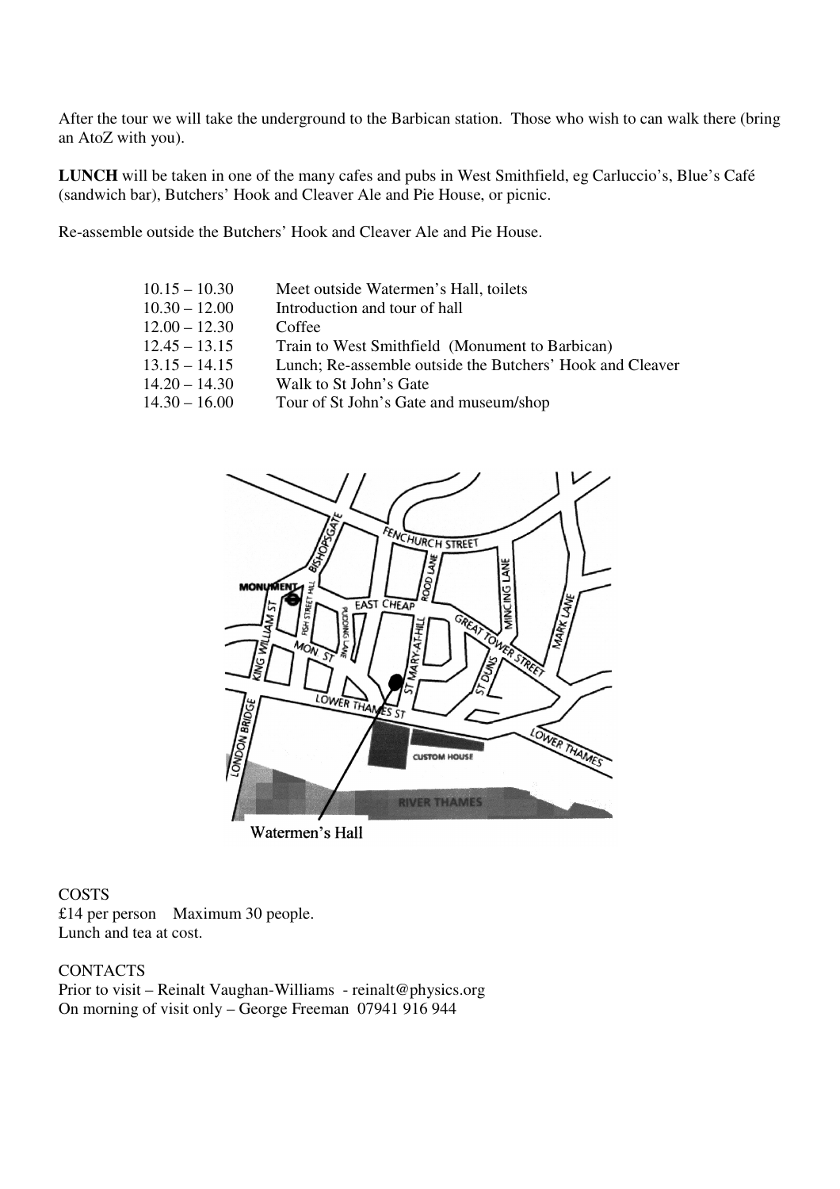After the tour we will take the underground to the Barbican station. Those who wish to can walk there (bring an AtoZ with you).

**LUNCH** will be taken in one of the many cafes and pubs in West Smithfield, eg Carluccio's, Blue's Café (sandwich bar), Butchers' Hook and Cleaver Ale and Pie House, or picnic.

Re-assemble outside the Butchers' Hook and Cleaver Ale and Pie House.

| | |
|---|---|
| 10.15 – 10.30 | Meet outside Watermen's Hall, toilets |
| 10.30 – 12.00 | Introduction and tour of hall |
| 12.00 – 12.30 | Coffee |
| 12.45 – 13.15 | Train to West Smithfield (Monument to Barbican) |
| 13.15 – 14.15 | Lunch; Re-assemble outside the Butchers' Hook and Cleaver |
| 14.20 – 14.30 | Walk to St John's Gate |
| 14.30 – 16.00 | Tour of St John's Gate and museum/shop |

Watermen's Hall

COSTS
£14 per person Maximum 30 people.
Lunch and tea at cost.

CONTACTS
Prior to visit – Reinalt Vaughan-Williams - reinalt@physics.org
On morning of visit only – George Freeman 07941 916 944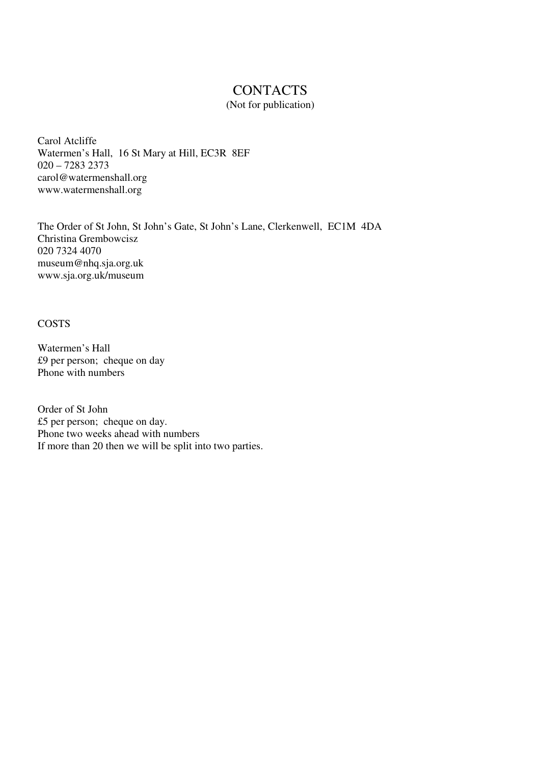# CONTACTS

(Not for publication)

Carol Atcliffe
Watermen's Hall, 16 St Mary at Hill, EC3R 8EF
020 – 7283 2373
carol@watermenshall.org
www.watermenshall.org

The Order of St John, St John's Gate, St John's Lane, Clerkenwell, EC1M 4DA
Christina Grembowcisz
020 7324 4070
museum@nhq.sja.org.uk
www.sja.org.uk/museum

COSTS

Watermen's Hall
£9 per person; cheque on day
Phone with numbers

Order of St John
£5 per person; cheque on day.
Phone two weeks ahead with numbers
If more than 20 then we will be split into two parties.